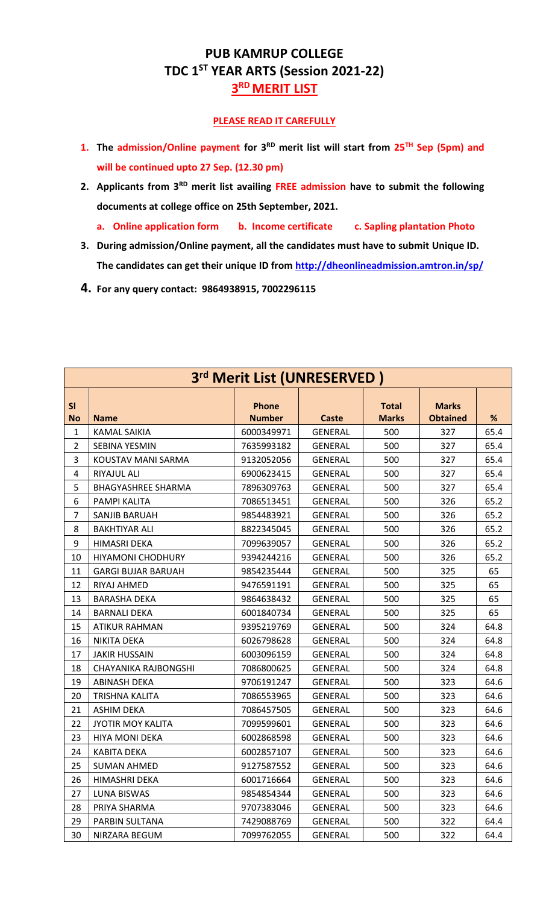# PUB KAMRUP COLLEGE

## TDC 1ST YEAR ARTS (Session 2021-22)

## 3RD MERIT LIST

**PLEASE READ IT CAREFULLY**

1. **The admission/Online payment for 3RD merit list will start from 25TH Sep (5pm) and will be continued upto 27 Sep. (12.30 pm)**
2. **Applicants from 3RD merit list availing FREE admission have to submit the following documents at college office on 25th September, 2021.**
   - **a. Online application form**
   - **b. Income certificate**
   - **c. Sapling plantation Photo**
3. **During admission/Online payment, all the candidates must have to submit Unique ID. The candidates can get their unique ID from http://dheonlineadmission.amtron.in/sp/**
4. **For any query contact: 9864938915, 7002296115**

| 3rd Merit List (UNRESERVED ) | | | | | | |
|---|---|---|---|---|---|---|
| **Sl No** | **Name** | **Phone Number** | **Caste** | **Total Marks** | **Marks Obtained** | **%** |
| 1 | KAMAL SAIKIA | 6000349971 | GENERAL | 500 | 327 | 65.4 |
| 2 | SEBINA YESMIN | 7635993182 | GENERAL | 500 | 327 | 65.4 |
| 3 | KOUSTAV MANI SARMA | 9132052056 | GENERAL | 500 | 327 | 65.4 |
| 4 | RIYAJUL ALI | 6900623415 | GENERAL | 500 | 327 | 65.4 |
| 5 | BHAGYASHREE SHARMA | 7896309763 | GENERAL | 500 | 327 | 65.4 |
| 6 | PAMPI KALITA | 7086513451 | GENERAL | 500 | 326 | 65.2 |
| 7 | SANJIB BARUAH | 9854483921 | GENERAL | 500 | 326 | 65.2 |
| 8 | BAKHTIYAR ALI | 8822345045 | GENERAL | 500 | 326 | 65.2 |
| 9 | HIMASRI DEKA | 7099639057 | GENERAL | 500 | 326 | 65.2 |
| 10 | HIYAMONI CHODHURY | 9394244216 | GENERAL | 500 | 326 | 65.2 |
| 11 | GARGI BUJAR BARUAH | 9854235444 | GENERAL | 500 | 325 | 65 |
| 12 | RIYAJ AHMED | 9476591191 | GENERAL | 500 | 325 | 65 |
| 13 | BARASHA DEKA | 9864638432 | GENERAL | 500 | 325 | 65 |
| 14 | BARNALI DEKA | 6001840734 | GENERAL | 500 | 325 | 65 |
| 15 | ATIKUR RAHMAN | 9395219769 | GENERAL | 500 | 324 | 64.8 |
| 16 | NIKITA DEKA | 6026798628 | GENERAL | 500 | 324 | 64.8 |
| 17 | JAKIR HUSSAIN | 6003096159 | GENERAL | 500 | 324 | 64.8 |
| 18 | CHAYANIKA RAJBONGSHI | 7086800625 | GENERAL | 500 | 324 | 64.8 |
| 19 | ABINASH DEKA | 9706191247 | GENERAL | 500 | 323 | 64.6 |
| 20 | TRISHNA KALITA | 7086553965 | GENERAL | 500 | 323 | 64.6 |
| 21 | ASHIM DEKA | 7086457505 | GENERAL | 500 | 323 | 64.6 |
| 22 | JYOTIR MOY KALITA | 7099599601 | GENERAL | 500 | 323 | 64.6 |
| 23 | HIYA MONI DEKA | 6002868598 | GENERAL | 500 | 323 | 64.6 |
| 24 | KABITA DEKA | 6002857107 | GENERAL | 500 | 323 | 64.6 |
| 25 | SUMAN AHMED | 9127587552 | GENERAL | 500 | 323 | 64.6 |
| 26 | HIMASHRI DEKA | 6001716664 | GENERAL | 500 | 323 | 64.6 |
| 27 | LUNA BISWAS | 9854854344 | GENERAL | 500 | 323 | 64.6 |
| 28 | PRIYA SHARMA | 9707383046 | GENERAL | 500 | 323 | 64.6 |
| 29 | PARBIN SULTANA | 7429088769 | GENERAL | 500 | 322 | 64.4 |
| 30 | NIRZARA BEGUM | 7099762055 | GENERAL | 500 | 322 | 64.4 |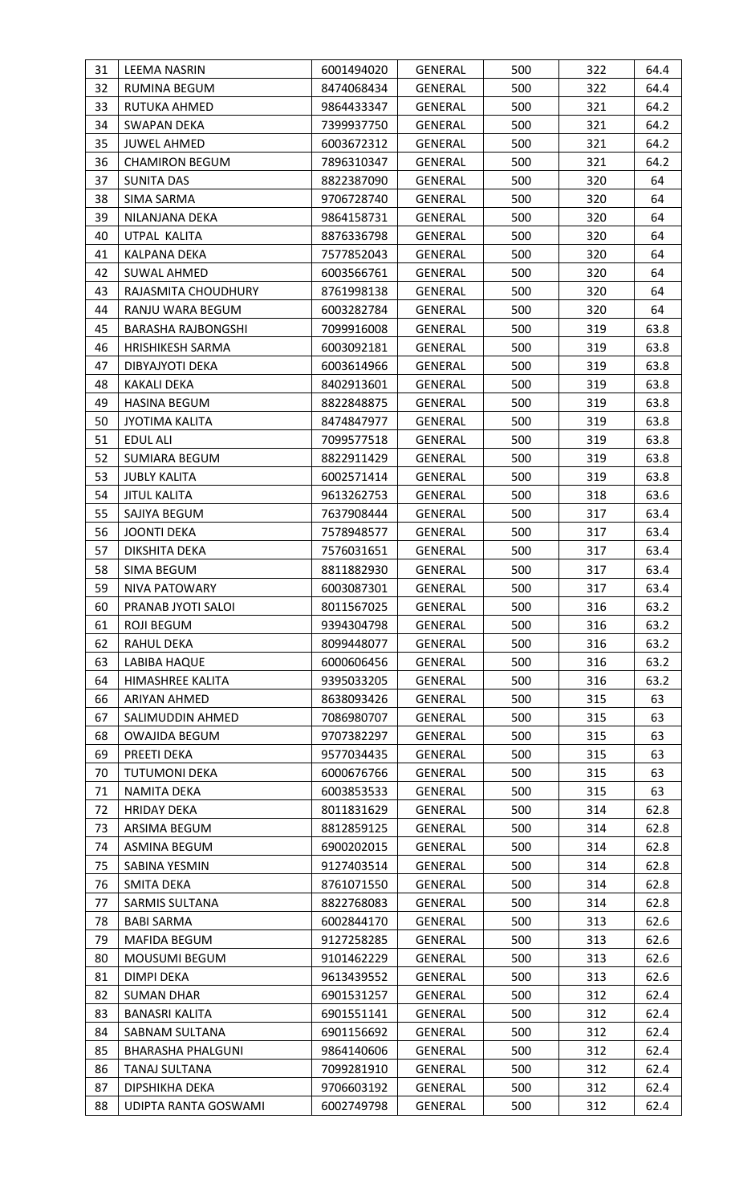| 31 | LEEMA NASRIN | 6001494020 | GENERAL | 500 | 322 | 64.4 |
|---|---|---|---|---|---|---|
| 32 | RUMINA BEGUM | 8474068434 | GENERAL | 500 | 322 | 64.4 |
| 33 | RUTUKA AHMED | 9864433347 | GENERAL | 500 | 321 | 64.2 |
| 34 | SWAPAN DEKA | 7399937750 | GENERAL | 500 | 321 | 64.2 |
| 35 | JUWEL AHMED | 6003672312 | GENERAL | 500 | 321 | 64.2 |
| 36 | CHAMIRON BEGUM | 7896310347 | GENERAL | 500 | 321 | 64.2 |
| 37 | SUNITA DAS | 8822387090 | GENERAL | 500 | 320 | 64 |
| 38 | SIMA SARMA | 9706728740 | GENERAL | 500 | 320 | 64 |
| 39 | NILANJANA DEKA | 9864158731 | GENERAL | 500 | 320 | 64 |
| 40 | UTPAL KALITA | 8876336798 | GENERAL | 500 | 320 | 64 |
| 41 | KALPANA DEKA | 7577852043 | GENERAL | 500 | 320 | 64 |
| 42 | SUWAL AHMED | 6003566761 | GENERAL | 500 | 320 | 64 |
| 43 | RAJASMITA CHOUDHURY | 8761998138 | GENERAL | 500 | 320 | 64 |
| 44 | RANJU WARA BEGUM | 6003282784 | GENERAL | 500 | 320 | 64 |
| 45 | BARASHA RAJBONGSHI | 7099916008 | GENERAL | 500 | 319 | 63.8 |
| 46 | HRISHIKESH SARMA | 6003092181 | GENERAL | 500 | 319 | 63.8 |
| 47 | DIBYAJYOTI DEKA | 6003614966 | GENERAL | 500 | 319 | 63.8 |
| 48 | KAKALI DEKA | 8402913601 | GENERAL | 500 | 319 | 63.8 |
| 49 | HASINA BEGUM | 8822848875 | GENERAL | 500 | 319 | 63.8 |
| 50 | JYOTIMA KALITA | 8474847977 | GENERAL | 500 | 319 | 63.8 |
| 51 | EDUL ALI | 7099577518 | GENERAL | 500 | 319 | 63.8 |
| 52 | SUMIARA BEGUM | 8822911429 | GENERAL | 500 | 319 | 63.8 |
| 53 | JUBLY KALITA | 6002571414 | GENERAL | 500 | 319 | 63.8 |
| 54 | JITUL KALITA | 9613262753 | GENERAL | 500 | 318 | 63.6 |
| 55 | SAJIYA BEGUM | 7637908444 | GENERAL | 500 | 317 | 63.4 |
| 56 | JOONTI DEKA | 7578948577 | GENERAL | 500 | 317 | 63.4 |
| 57 | DIKSHITA DEKA | 7576031651 | GENERAL | 500 | 317 | 63.4 |
| 58 | SIMA BEGUM | 8811882930 | GENERAL | 500 | 317 | 63.4 |
| 59 | NIVA PATOWARY | 6003087301 | GENERAL | 500 | 317 | 63.4 |
| 60 | PRANAB JYOTI SALOI | 8011567025 | GENERAL | 500 | 316 | 63.2 |
| 61 | ROJI BEGUM | 9394304798 | GENERAL | 500 | 316 | 63.2 |
| 62 | RAHUL DEKA | 8099448077 | GENERAL | 500 | 316 | 63.2 |
| 63 | LABIBA HAQUE | 6000606456 | GENERAL | 500 | 316 | 63.2 |
| 64 | HIMASHREE KALITA | 9395033205 | GENERAL | 500 | 316 | 63.2 |
| 66 | ARIYAN AHMED | 8638093426 | GENERAL | 500 | 315 | 63 |
| 67 | SALIMUDDIN AHMED | 7086980707 | GENERAL | 500 | 315 | 63 |
| 68 | OWAJIDA BEGUM | 9707382297 | GENERAL | 500 | 315 | 63 |
| 69 | PREETI DEKA | 9577034435 | GENERAL | 500 | 315 | 63 |
| 70 | TUTUMONI DEKA | 6000676766 | GENERAL | 500 | 315 | 63 |
| 71 | NAMITA DEKA | 6003853533 | GENERAL | 500 | 315 | 63 |
| 72 | HRIDAY DEKA | 8011831629 | GENERAL | 500 | 314 | 62.8 |
| 73 | ARSIMA BEGUM | 8812859125 | GENERAL | 500 | 314 | 62.8 |
| 74 | ASMINA BEGUM | 6900202015 | GENERAL | 500 | 314 | 62.8 |
| 75 | SABINA YESMIN | 9127403514 | GENERAL | 500 | 314 | 62.8 |
| 76 | SMITA DEKA | 8761071550 | GENERAL | 500 | 314 | 62.8 |
| 77 | SARMIS SULTANA | 8822768083 | GENERAL | 500 | 314 | 62.8 |
| 78 | BABI SARMA | 6002844170 | GENERAL | 500 | 313 | 62.6 |
| 79 | MAFIDA BEGUM | 9127258285 | GENERAL | 500 | 313 | 62.6 |
| 80 | MOUSUMI BEGUM | 9101462229 | GENERAL | 500 | 313 | 62.6 |
| 81 | DIMPI DEKA | 9613439552 | GENERAL | 500 | 313 | 62.6 |
| 82 | SUMAN DHAR | 6901531257 | GENERAL | 500 | 312 | 62.4 |
| 83 | BANASRI KALITA | 6901551141 | GENERAL | 500 | 312 | 62.4 |
| 84 | SABNAM SULTANA | 6901156692 | GENERAL | 500 | 312 | 62.4 |
| 85 | BHARASHA PHALGUNI | 9864140606 | GENERAL | 500 | 312 | 62.4 |
| 86 | TANAJ SULTANA | 7099281910 | GENERAL | 500 | 312 | 62.4 |
| 87 | DIPSHIKHA DEKA | 9706603192 | GENERAL | 500 | 312 | 62.4 |
| 88 | UDIPTA RANTA GOSWAMI | 6002749798 | GENERAL | 500 | 312 | 62.4 |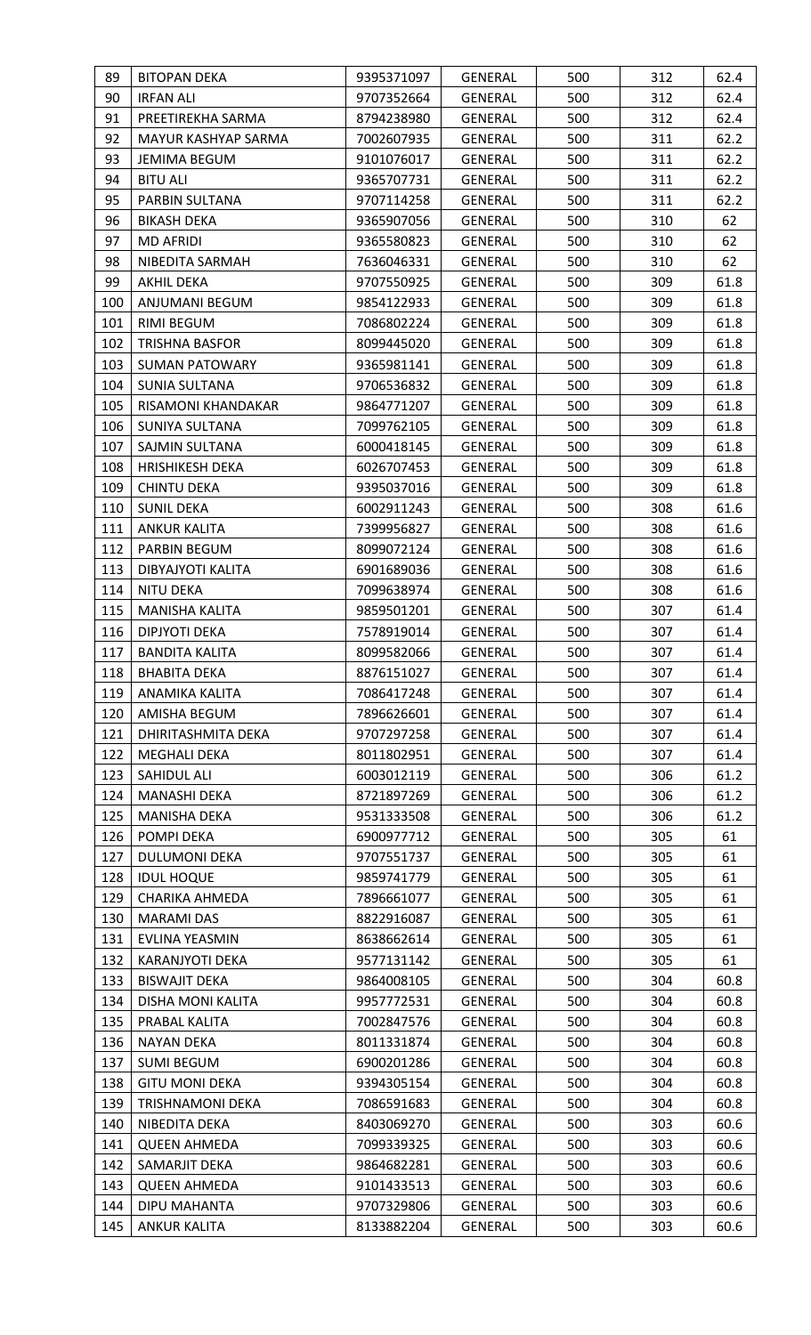| 89 | BITOPAN DEKA | 9395371097 | GENERAL | 500 | 312 | 62.4 |
|---|---|---|---|---|---|---|
| 90 | IRFAN ALI | 9707352664 | GENERAL | 500 | 312 | 62.4 |
| 91 | PREETIREKHA SARMA | 8794238980 | GENERAL | 500 | 312 | 62.4 |
| 92 | MAYUR KASHYAP SARMA | 7002607935 | GENERAL | 500 | 311 | 62.2 |
| 93 | JEMIMA BEGUM | 9101076017 | GENERAL | 500 | 311 | 62.2 |
| 94 | BITU ALI | 9365707731 | GENERAL | 500 | 311 | 62.2 |
| 95 | PARBIN SULTANA | 9707114258 | GENERAL | 500 | 311 | 62.2 |
| 96 | BIKASH DEKA | 9365907056 | GENERAL | 500 | 310 | 62 |
| 97 | MD AFRIDI | 9365580823 | GENERAL | 500 | 310 | 62 |
| 98 | NIBEDITA SARMAH | 7636046331 | GENERAL | 500 | 310 | 62 |
| 99 | AKHIL DEKA | 9707550925 | GENERAL | 500 | 309 | 61.8 |
| 100 | ANJUMANI BEGUM | 9854122933 | GENERAL | 500 | 309 | 61.8 |
| 101 | RIMI BEGUM | 7086802224 | GENERAL | 500 | 309 | 61.8 |
| 102 | TRISHNA BASFOR | 8099445020 | GENERAL | 500 | 309 | 61.8 |
| 103 | SUMAN PATOWARY | 9365981141 | GENERAL | 500 | 309 | 61.8 |
| 104 | SUNIA SULTANA | 9706536832 | GENERAL | 500 | 309 | 61.8 |
| 105 | RISAMONI KHANDAKAR | 9864771207 | GENERAL | 500 | 309 | 61.8 |
| 106 | SUNIYA SULTANA | 7099762105 | GENERAL | 500 | 309 | 61.8 |
| 107 | SAJMIN SULTANA | 6000418145 | GENERAL | 500 | 309 | 61.8 |
| 108 | HRISHIKESH DEKA | 6026707453 | GENERAL | 500 | 309 | 61.8 |
| 109 | CHINTU DEKA | 9395037016 | GENERAL | 500 | 309 | 61.8 |
| 110 | SUNIL DEKA | 6002911243 | GENERAL | 500 | 308 | 61.6 |
| 111 | ANKUR KALITA | 7399956827 | GENERAL | 500 | 308 | 61.6 |
| 112 | PARBIN BEGUM | 8099072124 | GENERAL | 500 | 308 | 61.6 |
| 113 | DIBYAJYOTI KALITA | 6901689036 | GENERAL | 500 | 308 | 61.6 |
| 114 | NITU DEKA | 7099638974 | GENERAL | 500 | 308 | 61.6 |
| 115 | MANISHA KALITA | 9859501201 | GENERAL | 500 | 307 | 61.4 |
| 116 | DIPJYOTI DEKA | 7578919014 | GENERAL | 500 | 307 | 61.4 |
| 117 | BANDITA KALITA | 8099582066 | GENERAL | 500 | 307 | 61.4 |
| 118 | BHABITA DEKA | 8876151027 | GENERAL | 500 | 307 | 61.4 |
| 119 | ANAMIKA KALITA | 7086417248 | GENERAL | 500 | 307 | 61.4 |
| 120 | AMISHA BEGUM | 7896626601 | GENERAL | 500 | 307 | 61.4 |
| 121 | DHIRITASHMITA DEKA | 9707297258 | GENERAL | 500 | 307 | 61.4 |
| 122 | MEGHALI DEKA | 8011802951 | GENERAL | 500 | 307 | 61.4 |
| 123 | SAHIDUL ALI | 6003012119 | GENERAL | 500 | 306 | 61.2 |
| 124 | MANASHI DEKA | 8721897269 | GENERAL | 500 | 306 | 61.2 |
| 125 | MANISHA DEKA | 9531333508 | GENERAL | 500 | 306 | 61.2 |
| 126 | POMPI DEKA | 6900977712 | GENERAL | 500 | 305 | 61 |
| 127 | DULUMONI DEKA | 9707551737 | GENERAL | 500 | 305 | 61 |
| 128 | IDUL HOQUE | 9859741779 | GENERAL | 500 | 305 | 61 |
| 129 | CHARIKA AHMEDA | 7896661077 | GENERAL | 500 | 305 | 61 |
| 130 | MARAMI DAS | 8822916087 | GENERAL | 500 | 305 | 61 |
| 131 | EVLINA YEASMIN | 8638662614 | GENERAL | 500 | 305 | 61 |
| 132 | KARANJYOTI DEKA | 9577131142 | GENERAL | 500 | 305 | 61 |
| 133 | BISWAJIT DEKA | 9864008105 | GENERAL | 500 | 304 | 60.8 |
| 134 | DISHA MONI KALITA | 9957772531 | GENERAL | 500 | 304 | 60.8 |
| 135 | PRABAL KALITA | 7002847576 | GENERAL | 500 | 304 | 60.8 |
| 136 | NAYAN DEKA | 8011331874 | GENERAL | 500 | 304 | 60.8 |
| 137 | SUMI BEGUM | 6900201286 | GENERAL | 500 | 304 | 60.8 |
| 138 | GITU MONI DEKA | 9394305154 | GENERAL | 500 | 304 | 60.8 |
| 139 | TRISHNAMONI DEKA | 7086591683 | GENERAL | 500 | 304 | 60.8 |
| 140 | NIBEDITA DEKA | 8403069270 | GENERAL | 500 | 303 | 60.6 |
| 141 | QUEEN AHMEDA | 7099339325 | GENERAL | 500 | 303 | 60.6 |
| 142 | SAMARJIT DEKA | 9864682281 | GENERAL | 500 | 303 | 60.6 |
| 143 | QUEEN AHMEDA | 9101433513 | GENERAL | 500 | 303 | 60.6 |
| 144 | DIPU MAHANTA | 9707329806 | GENERAL | 500 | 303 | 60.6 |
| 145 | ANKUR KALITA | 8133882204 | GENERAL | 500 | 303 | 60.6 |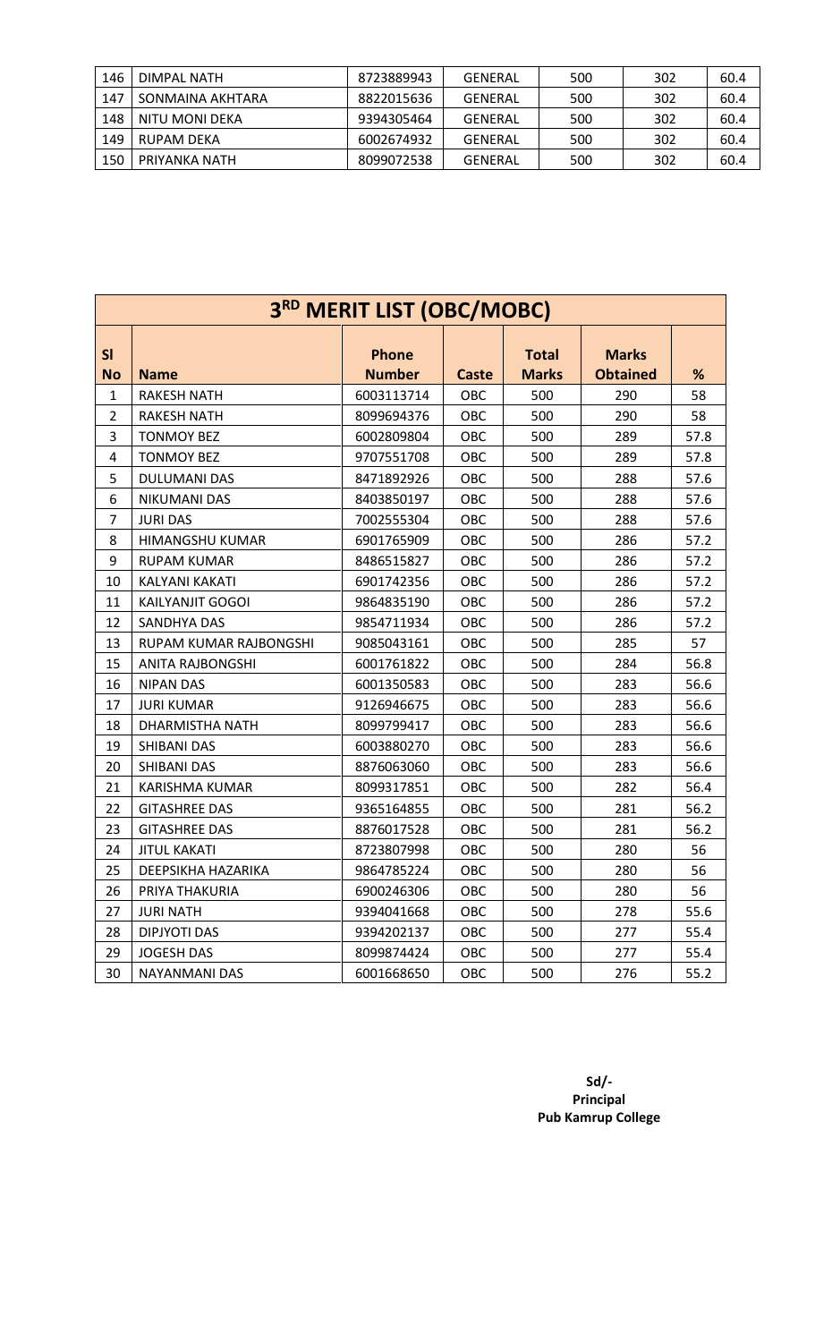| | | | | | | |
|---|---|---|---|---|---|---|
| 146 | DIMPAL NATH | 8723889943 | GENERAL | 500 | 302 | 60.4 |
| 147 | SONMAINA AKHTARA | 8822015636 | GENERAL | 500 | 302 | 60.4 |
| 148 | NITU MONI DEKA | 9394305464 | GENERAL | 500 | 302 | 60.4 |
| 149 | RUPAM DEKA | 6002674932 | GENERAL | 500 | 302 | 60.4 |
| 150 | PRIYANKA NATH | 8099072538 | GENERAL | 500 | 302 | 60.4 |

## 3RD MERIT LIST (OBC/MOBC)

| Sl No | Name | Phone Number | Caste | Total Marks | Marks Obtained | % |
|---|---|---|---|---|---|---|
| 1 | RAKESH NATH | 6003113714 | OBC | 500 | 290 | 58 |
| 2 | RAKESH NATH | 8099694376 | OBC | 500 | 290 | 58 |
| 3 | TONMOY BEZ | 6002809804 | OBC | 500 | 289 | 57.8 |
| 4 | TONMOY BEZ | 9707551708 | OBC | 500 | 289 | 57.8 |
| 5 | DULUMANI DAS | 8471892926 | OBC | 500 | 288 | 57.6 |
| 6 | NIKUMANI DAS | 8403850197 | OBC | 500 | 288 | 57.6 |
| 7 | JURI DAS | 7002555304 | OBC | 500 | 288 | 57.6 |
| 8 | HIMANGSHU KUMAR | 6901765909 | OBC | 500 | 286 | 57.2 |
| 9 | RUPAM KUMAR | 8486515827 | OBC | 500 | 286 | 57.2 |
| 10 | KALYANI KAKATI | 6901742356 | OBC | 500 | 286 | 57.2 |
| 11 | KAILYANJIT GOGOI | 9864835190 | OBC | 500 | 286 | 57.2 |
| 12 | SANDHYA DAS | 9854711934 | OBC | 500 | 286 | 57.2 |
| 13 | RUPAM KUMAR RAJBONGSHI | 9085043161 | OBC | 500 | 285 | 57 |
| 15 | ANITA RAJBONGSHI | 6001761822 | OBC | 500 | 284 | 56.8 |
| 16 | NIPAN DAS | 6001350583 | OBC | 500 | 283 | 56.6 |
| 17 | JURI KUMAR | 9126946675 | OBC | 500 | 283 | 56.6 |
| 18 | DHARMISTHA NATH | 8099799417 | OBC | 500 | 283 | 56.6 |
| 19 | SHIBANI DAS | 6003880270 | OBC | 500 | 283 | 56.6 |
| 20 | SHIBANI DAS | 8876063060 | OBC | 500 | 283 | 56.6 |
| 21 | KARISHMA KUMAR | 8099317851 | OBC | 500 | 282 | 56.4 |
| 22 | GITASHREE DAS | 9365164855 | OBC | 500 | 281 | 56.2 |
| 23 | GITASHREE DAS | 8876017528 | OBC | 500 | 281 | 56.2 |
| 24 | JITUL KAKATI | 8723807998 | OBC | 500 | 280 | 56 |
| 25 | DEEPSIKHA HAZARIKA | 9864785224 | OBC | 500 | 280 | 56 |
| 26 | PRIYA THAKURIA | 6900246306 | OBC | 500 | 280 | 56 |
| 27 | JURI NATH | 9394041668 | OBC | 500 | 278 | 55.6 |
| 28 | DIPJYOTI DAS | 9394202137 | OBC | 500 | 277 | 55.4 |
| 29 | JOGESH DAS | 8099874424 | OBC | 500 | 277 | 55.4 |
| 30 | NAYANMANI DAS | 6001668650 | OBC | 500 | 276 | 55.2 |

**Sd/-**
**Principal**
**Pub Kamrup College**